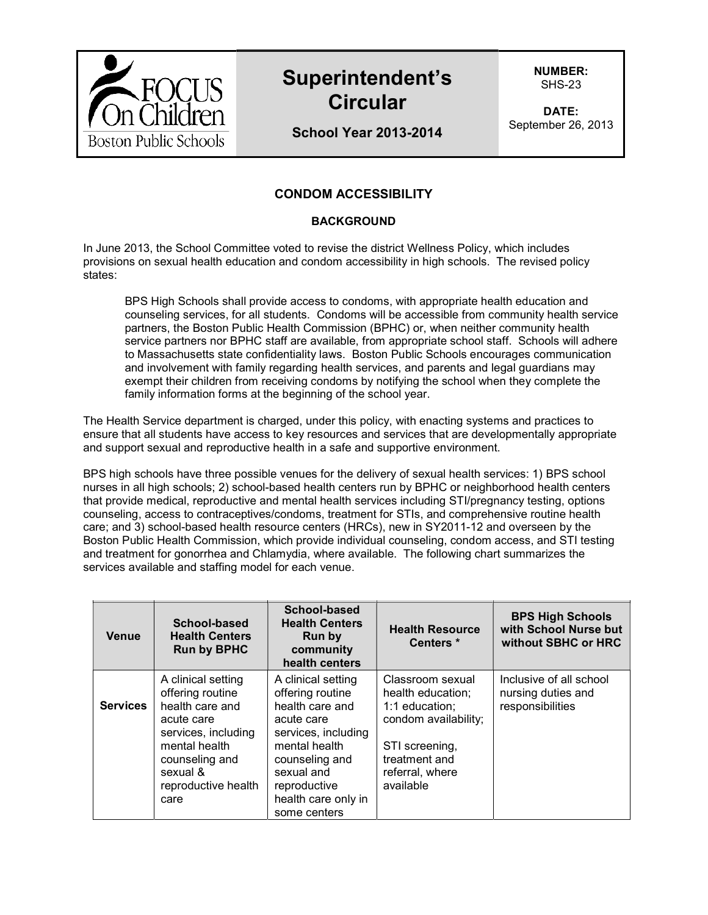**FOCUS On Children**
Boston Public Schools

# Superintendent's Circular

**School Year 2013-2014**

**NUMBER:** SHS-23

**DATE:** September 26, 2013

## CONDOM ACCESSIBILITY

### BACKGROUND

In June 2013, the School Committee voted to revise the district Wellness Policy, which includes provisions on sexual health education and condom accessibility in high schools. The revised policy states:

> BPS High Schools shall provide access to condoms, with appropriate health education and counseling services, for all students. Condoms will be accessible from community health service partners, the Boston Public Health Commission (BPHC) or, when neither community health service partners nor BPHC staff are available, from appropriate school staff. Schools will adhere to Massachusetts state confidentiality laws. Boston Public Schools encourages communication and involvement with family regarding health services, and parents and legal guardians may exempt their children from receiving condoms by notifying the school when they complete the family information forms at the beginning of the school year.

The Health Service department is charged, under this policy, with enacting systems and practices to ensure that all students have access to key resources and services that are developmentally appropriate and support sexual and reproductive health in a safe and supportive environment.

BPS high schools have three possible venues for the delivery of sexual health services: 1) BPS school nurses in all high schools; 2) school-based health centers run by BPHC or neighborhood health centers that provide medical, reproductive and mental health services including STI/pregnancy testing, options counseling, access to contraceptives/condoms, treatment for STIs, and comprehensive routine health care; and 3) school-based health resource centers (HRCs), new in SY2011-12 and overseen by the Boston Public Health Commission, which provide individual counseling, condom access, and STI testing and treatment for gonorrhea and Chlamydia, where available. The following chart summarizes the services available and staffing model for each venue.

| Venue | School-based Health Centers Run by BPHC | School-based Health Centers Run by community health centers | Health Resource Centers * | BPS High Schools with School Nurse but without SBHC or HRC |
|---|---|---|---|---|
| **Services** | A clinical setting offering routine health care and acute care services, including mental health counseling and sexual & reproductive health care | A clinical setting offering routine health care and acute care services, including mental health counseling and sexual and reproductive health care only in some centers | Classroom sexual health education; 1:1 education; condom availability; STI screening, treatment and referral, where available | Inclusive of all school nursing duties and responsibilities |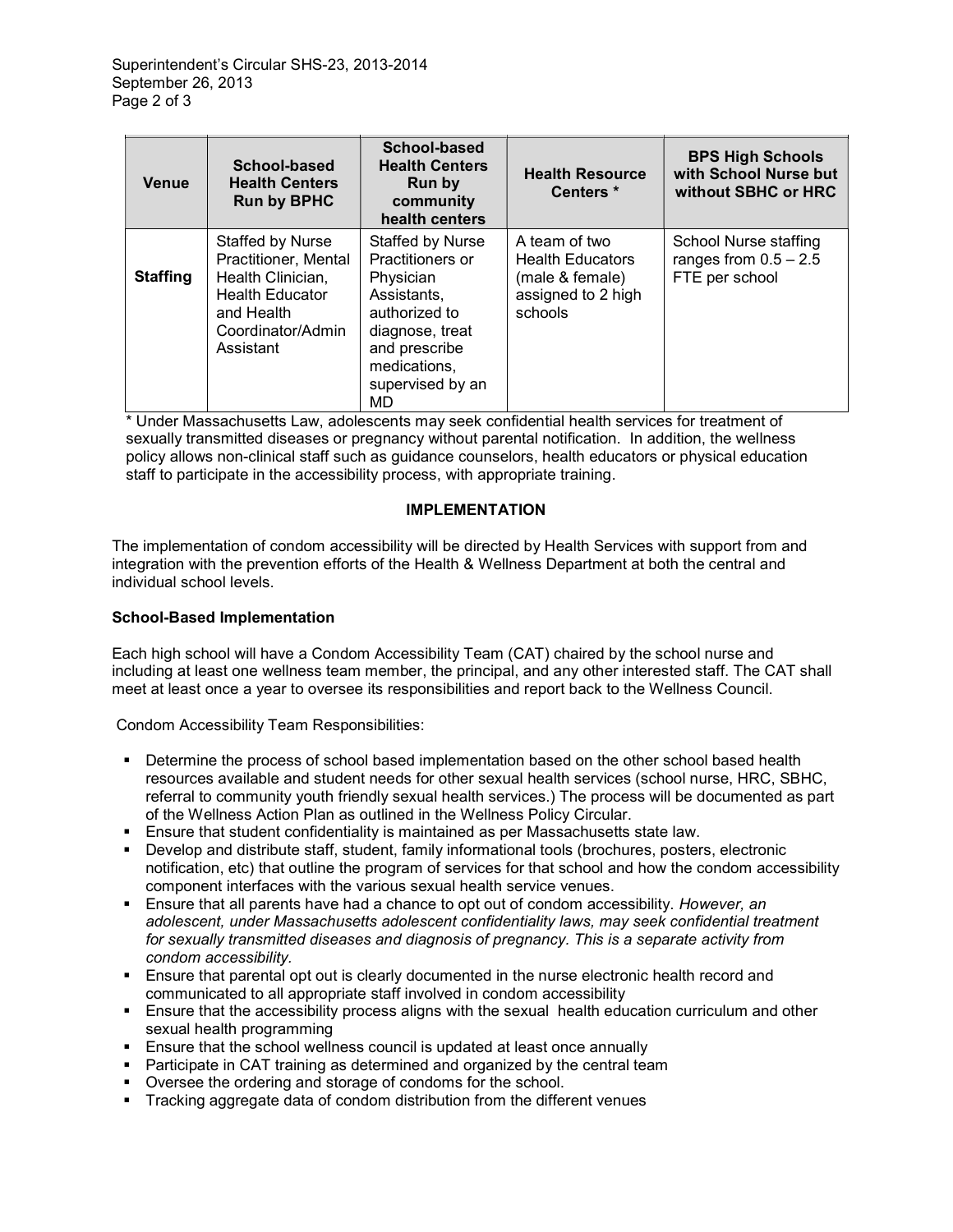| Venue | School-based Health Centers Run by BPHC | School-based Health Centers Run by community health centers | Health Resource Centers * | BPS High Schools with School Nurse but without SBHC or HRC |
|---|---|---|---|---|
| **Staffing** | Staffed by Nurse Practitioner, Mental Health Clinician, Health Educator and Health Coordinator/Admin Assistant | Staffed by Nurse Practitioners or Physician Assistants, authorized to diagnose, treat and prescribe medications, supervised by an MD | A team of two Health Educators (male & female) assigned to 2 high schools | School Nurse staffing ranges from 0.5 – 2.5 FTE per school |

* Under Massachusetts Law, adolescents may seek confidential health services for treatment of sexually transmitted diseases or pregnancy without parental notification. In addition, the wellness policy allows non-clinical staff such as guidance counselors, health educators or physical education staff to participate in the accessibility process, with appropriate training.

## IMPLEMENTATION

The implementation of condom accessibility will be directed by Health Services with support from and integration with the prevention efforts of the Health & Wellness Department at both the central and individual school levels.

### School-Based Implementation

Each high school will have a Condom Accessibility Team (CAT) chaired by the school nurse and including at least one wellness team member, the principal, and any other interested staff. The CAT shall meet at least once a year to oversee its responsibilities and report back to the Wellness Council.

Condom Accessibility Team Responsibilities:

- Determine the process of school based implementation based on the other school based health resources available and student needs for other sexual health services (school nurse, HRC, SBHC, referral to community youth friendly sexual health services.) The process will be documented as part of the Wellness Action Plan as outlined in the Wellness Policy Circular.
- Ensure that student confidentiality is maintained as per Massachusetts state law.
- Develop and distribute staff, student, family informational tools (brochures, posters, electronic notification, etc) that outline the program of services for that school and how the condom accessibility component interfaces with the various sexual health service venues.
- Ensure that all parents have had a chance to opt out of condom accessibility. *However, an adolescent, under Massachusetts adolescent confidentiality laws, may seek confidential treatment for sexually transmitted diseases and diagnosis of pregnancy. This is a separate activity from condom accessibility.*
- Ensure that parental opt out is clearly documented in the nurse electronic health record and communicated to all appropriate staff involved in condom accessibility
- Ensure that the accessibility process aligns with the sexual health education curriculum and other sexual health programming
- Ensure that the school wellness council is updated at least once annually
- Participate in CAT training as determined and organized by the central team
- Oversee the ordering and storage of condoms for the school.
- Tracking aggregate data of condom distribution from the different venues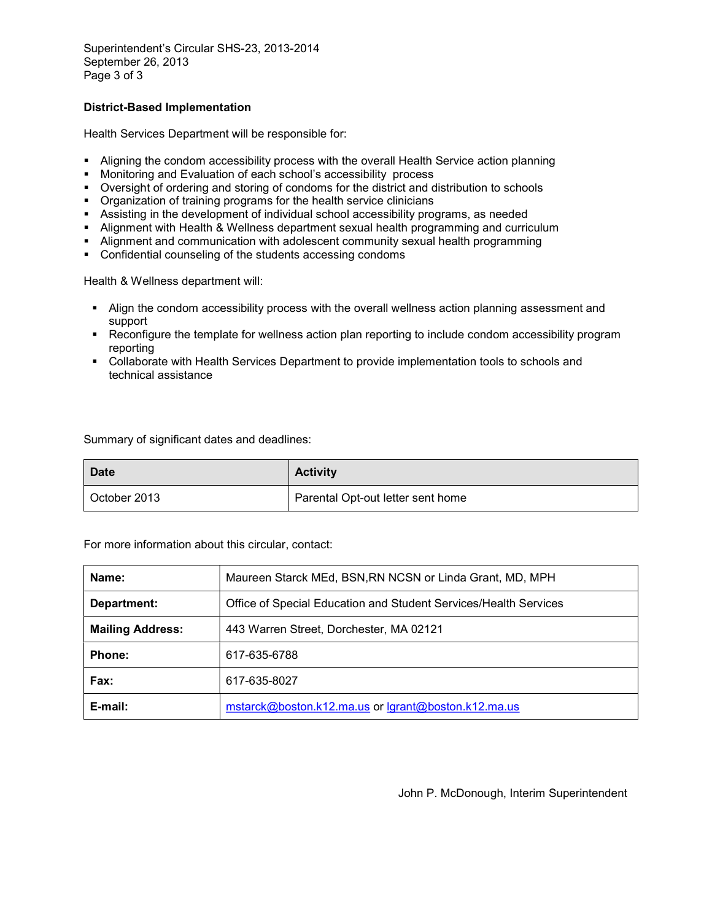**District-Based Implementation**

Health Services Department will be responsible for:

- Aligning the condom accessibility process with the overall Health Service action planning
- Monitoring and Evaluation of each school's accessibility process
- Oversight of ordering and storing of condoms for the district and distribution to schools
- Organization of training programs for the health service clinicians
- Assisting in the development of individual school accessibility programs, as needed
- Alignment with Health & Wellness department sexual health programming and curriculum
- Alignment and communication with adolescent community sexual health programming
- Confidential counseling of the students accessing condoms

Health & Wellness department will:

- Align the condom accessibility process with the overall wellness action planning assessment and support
- Reconfigure the template for wellness action plan reporting to include condom accessibility program reporting
- Collaborate with Health Services Department to provide implementation tools to schools and technical assistance

Summary of significant dates and deadlines:

| Date | Activity |
|---|---|
| October 2013 | Parental Opt-out letter sent home |

For more information about this circular, contact:

| | |
|---|---|
| **Name:** | Maureen Starck MEd, BSN,RN NCSN or Linda Grant, MD, MPH |
| **Department:** | Office of Special Education and Student Services/Health Services |
| **Mailing Address:** | 443 Warren Street, Dorchester, MA 02121 |
| **Phone:** | 617-635-6788 |
| **Fax:** | 617-635-8027 |
| **E-mail:** | mstarck@boston.k12.ma.us or lgrant@boston.k12.ma.us |

John P. McDonough, Interim Superintendent